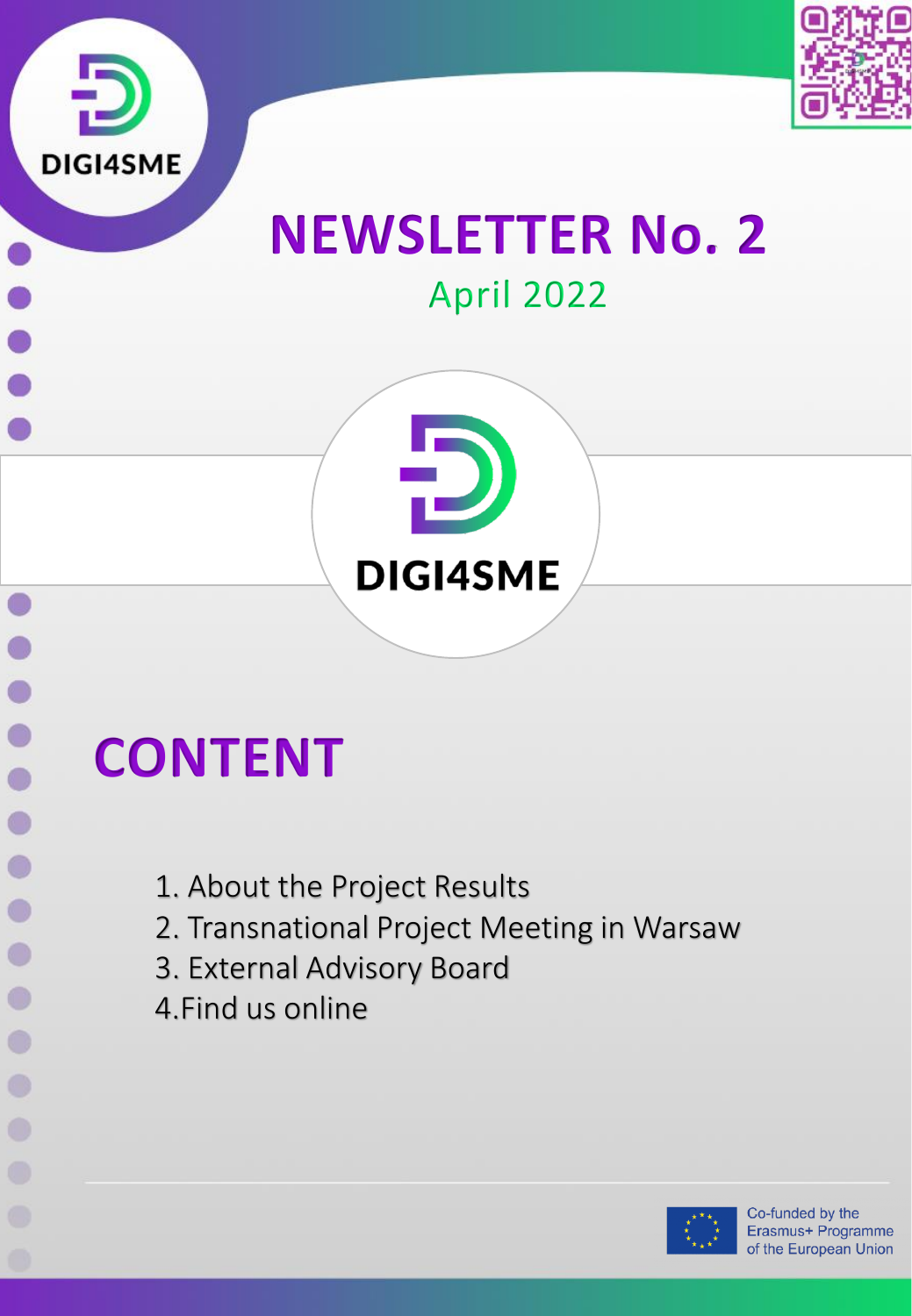DIGI4SME

# NEWSLETTER No. 2

April 2022

DIGI4SME

## CONTENT

1. About the Project Results
2. Transnational Project Meeting in Warsaw
3. External Advisory Board
4. Find us online

Co-funded by the Erasmus+ Programme of the European Union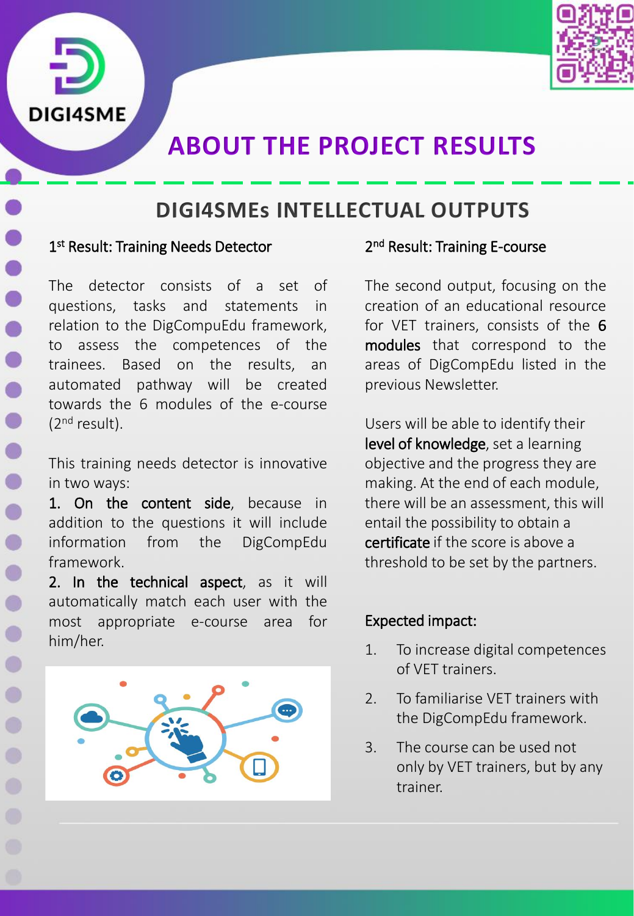# ABOUT THE PROJECT RESULTS

## DIGI4SMEs INTELLECTUAL OUTPUTS

### 1st Result: Training Needs Detector

The detector consists of a set of questions, tasks and statements in relation to the DigCompuEdu framework, to assess the competences of the trainees. Based on the results, an automated pathway will be created towards the 6 modules of the e-course (2nd result).

This training needs detector is innovative in two ways:

1. **On the content side**, because in addition to the questions it will include information from the DigCompEdu framework.
2. **In the technical aspect**, as it will automatically match each user with the most appropriate e-course area for him/her.

### 2nd Result: Training E-course

The second output, focusing on the creation of an educational resource for VET trainers, consists of the **6 modules** that correspond to the areas of DigCompEdu listed in the previous Newsletter.

Users will be able to identify their **level of knowledge**, set a learning objective and the progress they are making. At the end of each module, there will be an assessment, this will entail the possibility to obtain a **certificate** if the score is above a threshold to be set by the partners.

### Expected impact:

1. To increase digital competences of VET trainers.
2. To familiarise VET trainers with the DigCompEdu framework.
3. The course can be used not only by VET trainers, but by any trainer.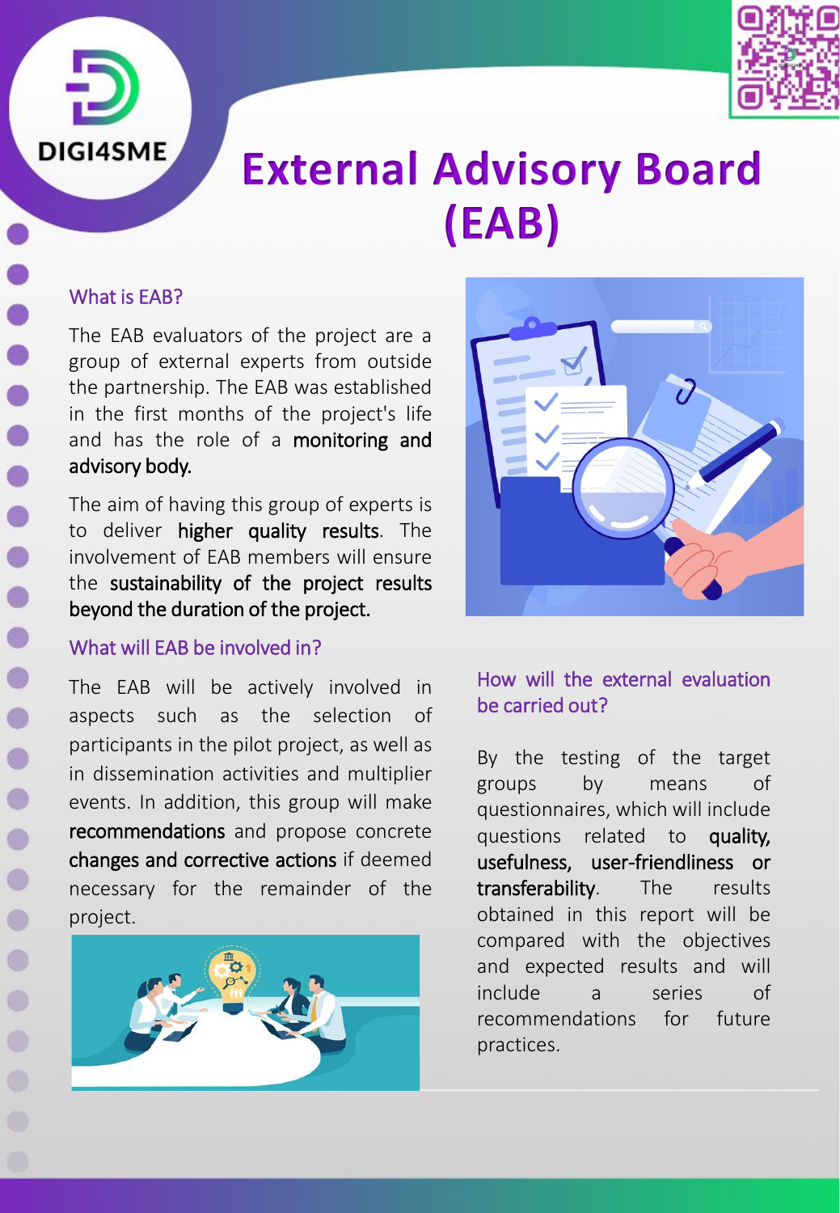DIGI4SME

# External Advisory Board (EAB)

## What is EAB?

The EAB evaluators of the project are a group of external experts from outside the partnership. The EAB was established in the first months of the project's life and has the role of a **monitoring and advisory body.**

The aim of having this group of experts is to deliver **higher quality results**. The involvement of EAB members will ensure the **sustainability of the project results beyond the duration of the project.**

## What will EAB be involved in?

The EAB will be actively involved in aspects such as the selection of participants in the pilot project, as well as in dissemination activities and multiplier events. In addition, this group will make **recommendations** and propose concrete **changes and corrective actions** if deemed necessary for the remainder of the project.

## How will the external evaluation be carried out?

By the testing of the target groups by means of questionnaires, which will include questions related to **quality, usefulness, user-friendliness or transferability**. The results obtained in this report will be compared with the objectives and expected results and will include a series of recommendations for future practices.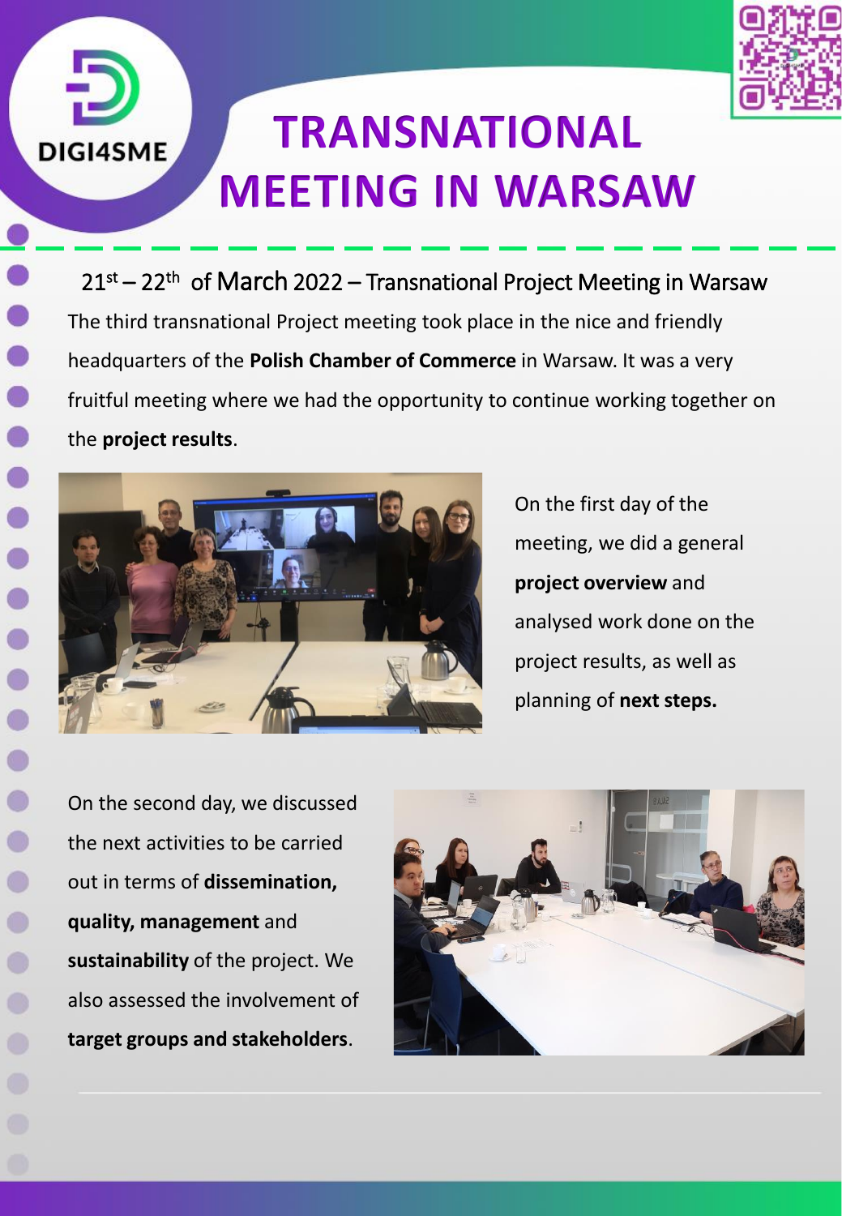DIGI4SME

# TRANSNATIONAL MEETING IN WARSAW

21st – 22th of March 2022 – Transnational Project Meeting in Warsaw

The third transnational Project meeting took place in the nice and friendly headquarters of the **Polish Chamber of Commerce** in Warsaw. It was a very fruitful meeting where we had the opportunity to continue working together on the **project results**.

On the first day of the meeting, we did a general **project overview** and analysed work done on the project results, as well as planning of **next steps.**

On the second day, we discussed the next activities to be carried out in terms of **dissemination, quality, management** and **sustainability** of the project. We also assessed the involvement of **target groups and stakeholders**.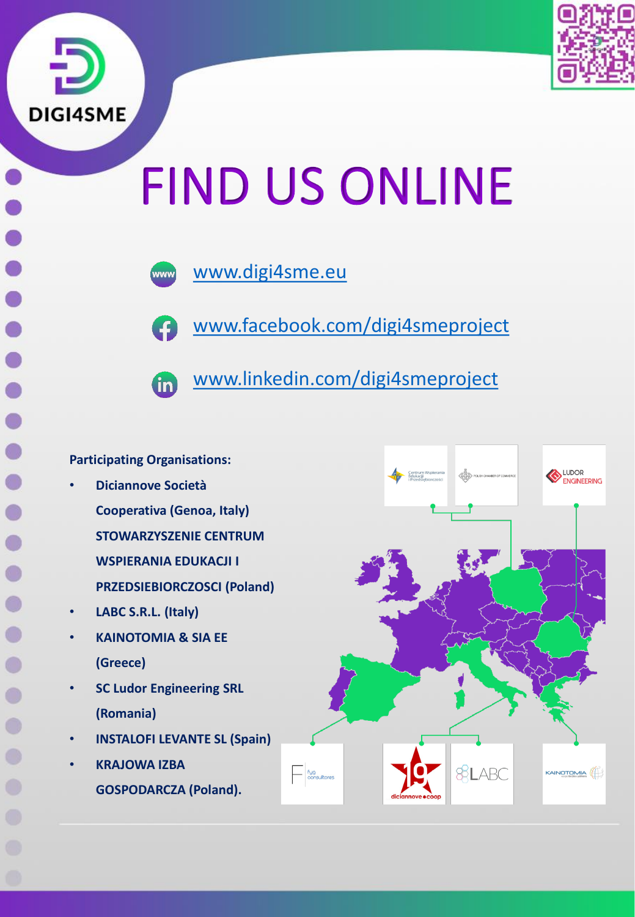DIGI4SME

# FIND US ONLINE

www.digi4sme.eu

www.facebook.com/digi4smeproject

www.linkedin.com/digi4smeproject

**Participating Organisations:**

- **Diciannove Società Cooperativa (Genoa, Italy)**
  **STOWARZYSZENIE CENTRUM WSPIERANIA EDUKACJI I PRZEDSIEBIORCZOSCI (Poland)**
- **LABC S.R.L. (Italy)**
- **KAINOTOMIA & SIA EE (Greece)**
- **SC Ludor Engineering SRL (Romania)**
- **INSTALOFI LEVANTE SL (Spain)**
- **KRAJOWA IZBA GOSPODARCZA (Poland).**